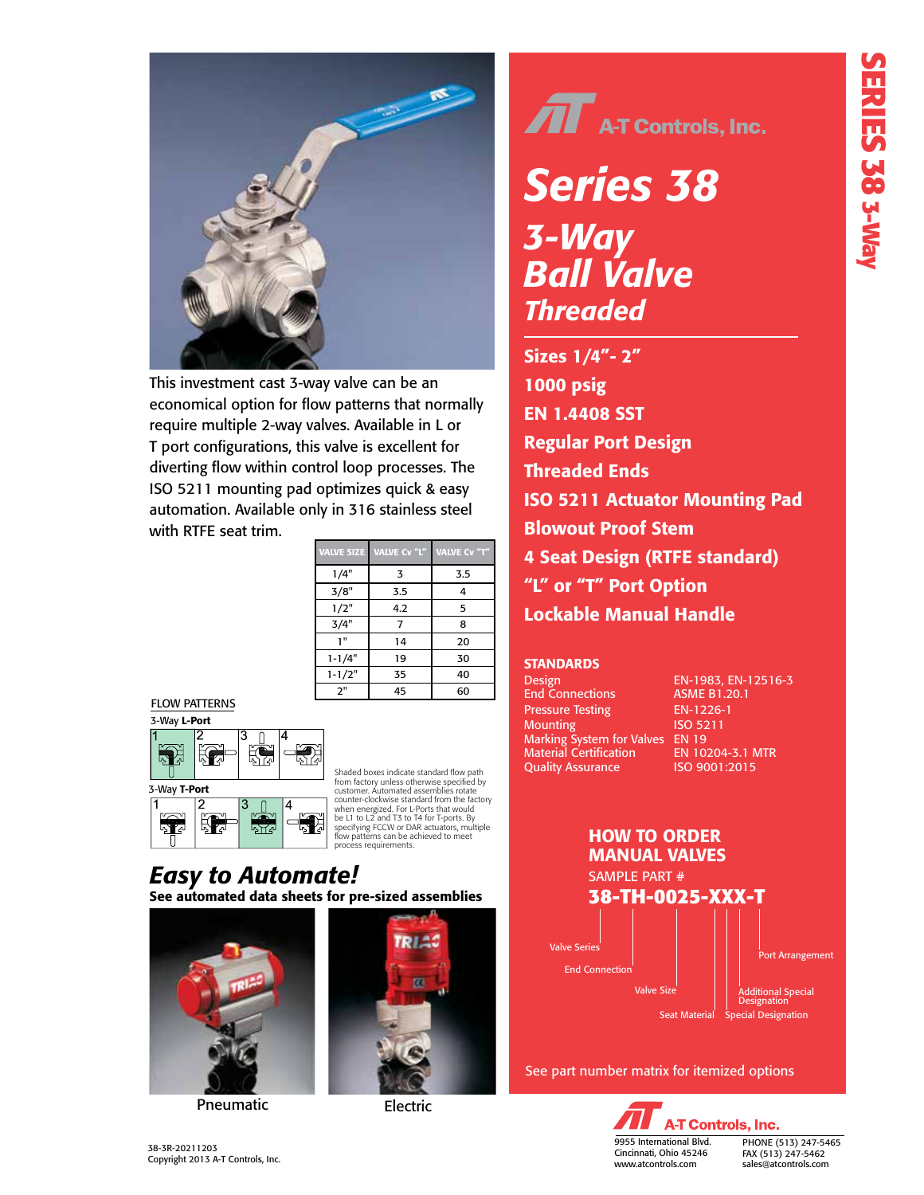# A-T Controls, Inc.

# Series 38

## 3-Way Ball Valve

### Threaded

This investment cast 3-way valve can be an economical option for flow patterns that normally require multiple 2-way valves. Available in L or T port configurations, this valve is excellent for diverting flow within control loop processes. The ISO 5211 mounting pad optimizes quick & easy automation. Available only in 316 stainless steel with RTFE seat trim.

| VALVE SIZE | VALVE Cv "L" | VALVE Cv "T" |
|---|---|---|
| 1/4" | 3 | 3.5 |
| 3/8" | 3.5 | 4 |
| 1/2" | 4.2 | 5 |
| 3/4" | 7 | 8 |
| 1" | 14 | 20 |
| 1-1/4" | 19 | 30 |
| 1-1/2" | 35 | 40 |
| 2" | 45 | 60 |

**Sizes 1/4"- 2"**

**1000 psig**

**EN 1.4408 SST**

**Regular Port Design**

**Threaded Ends**

**ISO 5211 Actuator Mounting Pad**

**Blowout Proof Stem**

**4 Seat Design (RTFE standard)**

**"L" or "T" Port Option**

**Lockable Manual Handle**

### STANDARDS

| | |
|---|---|
| Design | EN-1983, EN-12516-3 |
| End Connections | ASME B1.20.1 |
| Pressure Testing | EN-1226-1 |
| Mounting | ISO 5211 |
| Marking System for Valves | EN 19 |
| Material Certification | EN 10204-3.1 MTR |
| Quality Assurance | ISO 9001:2015 |

FLOW PATTERNS

3-Way **L-Port**: 1, 2, 3, 4

3-Way **T-Port**: 1, 2, 3, 4

Shaded boxes indicate standard flow path from factory unless otherwise specified by customer. Automated assemblies rotate counter-clockwise standard from the factory when energized. For L-Ports that would be L1 to L2 and T3 to T4 for T-ports. By specifying FCCW or DAR actuators, multiple flow patterns can be achieved to meet process requirements.

## Easy to Automate!

**See automated data sheets for pre-sized assemblies**

Pneumatic

Electric

### HOW TO ORDER MANUAL VALVES

SAMPLE PART #

**38-TH-0025-XXX-T**

- Valve Series
- End Connection
- Valve Size
- Seat Material
- Special Designation
- Additional Special Designation
- Port Arrangement

See part number matrix for itemized options

A-T Controls, Inc.
9955 International Blvd.
Cincinnati, Ohio 45246
www.atcontrols.com

PHONE (513) 247-5465
FAX (513) 247-5462
sales@atcontrols.com

38-3R-20211203
Copyright 2013 A-T Controls, Inc.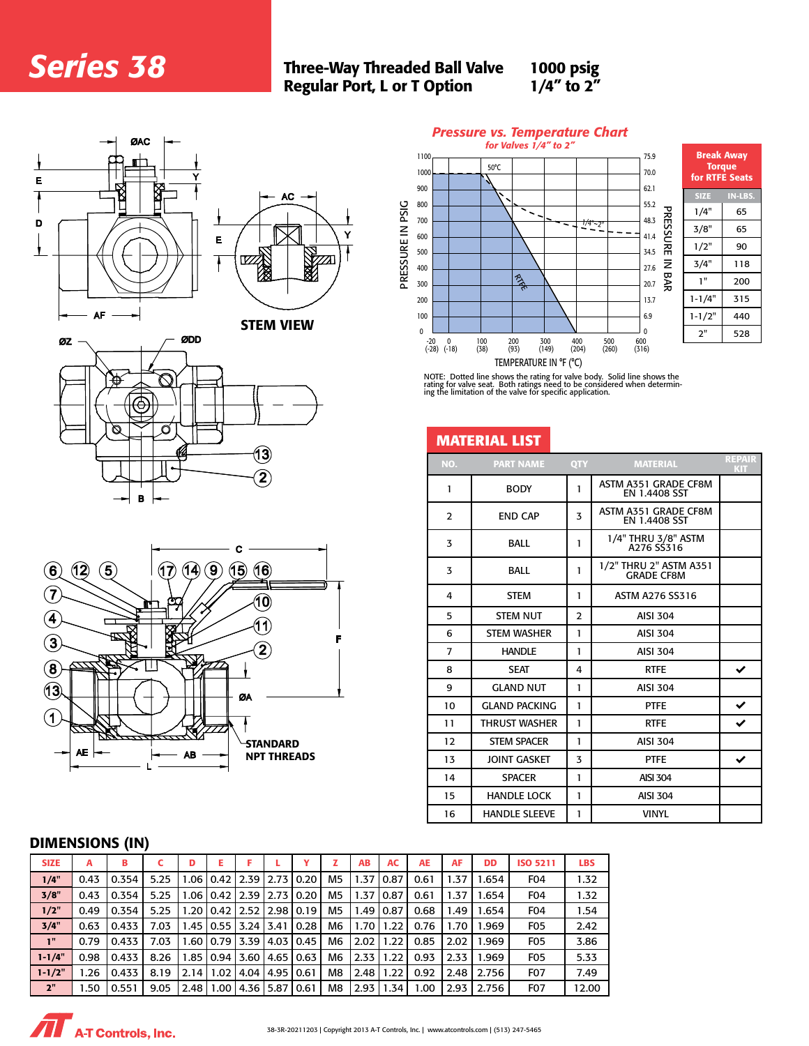# Series 38

**Three-Way Threaded Ball Valve**
**Regular Port, L or T Option**

**1000 psig**
**1/4" to 2"**

STEM VIEW

STANDARD NPT THREADS

## Pressure vs. Temperature Chart

*for Valves 1/4" to 2"*

NOTE: Dotted line shows the rating for valve body. Solid line shows the rating for valve seat. Both ratings need to be considered when determining the limitation of the valve for specific application.

## Break Away Torque for RTFE Seats

| SIZE | IN-LBS. |
|---|---|
| 1/4" | 65 |
| 3/8" | 65 |
| 1/2" | 90 |
| 3/4" | 118 |
| 1" | 200 |
| 1-1/4" | 315 |
| 1-1/2" | 440 |
| 2" | 528 |

## MATERIAL LIST

| NO. | PART NAME | QTY | MATERIAL | REPAIR KIT |
|---|---|---|---|---|
| 1 | BODY | 1 | ASTM A351 GRADE CF8M EN 1.4408 SST | |
| 2 | END CAP | 3 | ASTM A351 GRADE CF8M EN 1.4408 SST | |
| 3 | BALL | 1 | 1/4" THRU 3/8" ASTM A276 SS316 | |
| 3 | BALL | 1 | 1/2" THRU 2" ASTM A351 GRADE CF8M | |
| 4 | STEM | 1 | ASTM A276 SS316 | |
| 5 | STEM NUT | 2 | AISI 304 | |
| 6 | STEM WASHER | 1 | AISI 304 | |
| 7 | HANDLE | 1 | AISI 304 | |
| 8 | SEAT | 4 | RTFE | ✔ |
| 9 | GLAND NUT | 1 | AISI 304 | |
| 10 | GLAND PACKING | 1 | PTFE | ✔ |
| 11 | THRUST WASHER | 1 | RTFE | ✔ |
| 12 | STEM SPACER | 1 | AISI 304 | |
| 13 | JOINT GASKET | 3 | PTFE | ✔ |
| 14 | SPACER | 1 | AISI 304 | |
| 15 | HANDLE LOCK | 1 | AISI 304 | |
| 16 | HANDLE SLEEVE | 1 | VINYL | |

## DIMENSIONS (IN)

| SIZE | A | B | C | D | E | F | L | Y | Z | AB | AC | AE | AF | DD | ISO 5211 | LBS |
|---|---|---|---|---|---|---|---|---|---|---|---|---|---|---|---|---|
| 1/4" | 0.43 | 0.354 | 5.25 | 1.06 | 0.42 | 2.39 | 2.73 | 0.20 | M5 | 1.37 | 0.87 | 0.61 | 1.37 | 1.654 | F04 | 1.32 |
| 3/8" | 0.43 | 0.354 | 5.25 | 1.06 | 0.42 | 2.39 | 2.73 | 0.20 | M5 | 1.37 | 0.87 | 0.61 | 1.37 | 1.654 | F04 | 1.32 |
| 1/2" | 0.49 | 0.354 | 5.25 | 1.20 | 0.42 | 2.52 | 2.98 | 0.19 | M5 | 1.49 | 0.87 | 0.68 | 1.49 | 1.654 | F04 | 1.54 |
| 3/4" | 0.63 | 0.433 | 7.03 | 1.45 | 0.55 | 3.24 | 3.41 | 0.28 | M6 | 1.70 | 1.22 | 0.76 | 1.70 | 1.969 | F05 | 2.42 |
| 1" | 0.79 | 0.433 | 7.03 | 1.60 | 0.79 | 3.39 | 4.03 | 0.45 | M6 | 2.02 | 1.22 | 0.85 | 2.02 | 1.969 | F05 | 3.86 |
| 1-1/4" | 0.98 | 0.433 | 8.26 | 1.85 | 0.94 | 3.60 | 4.65 | 0.63 | M6 | 2.33 | 1.22 | 0.93 | 2.33 | 1.969 | F05 | 5.33 |
| 1-1/2" | 1.26 | 0.433 | 8.19 | 2.14 | 1.02 | 4.04 | 4.95 | 0.61 | M8 | 2.48 | 1.22 | 0.92 | 2.48 | 2.756 | F07 | 7.49 |
| 2" | 1.50 | 0.551 | 9.05 | 2.48 | 1.00 | 4.36 | 5.87 | 0.61 | M8 | 2.93 | 1.34 | 1.00 | 2.93 | 2.756 | F07 | 12.00 |

A-T Controls, Inc.

38-3R-20211203 | Copyright 2013 A-T Controls, Inc. | www.atcontrols.com | (513) 247-5465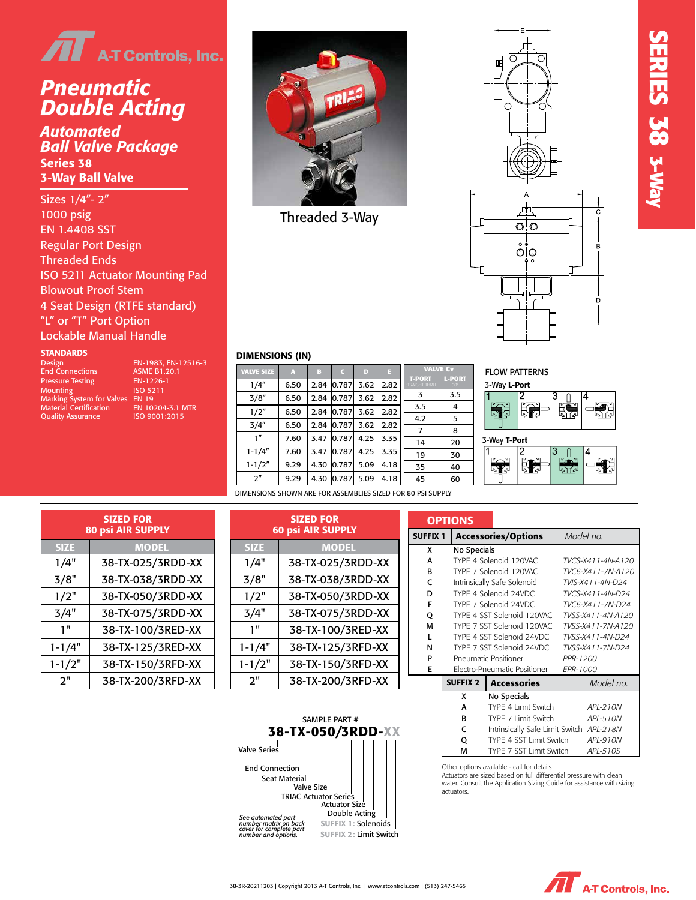# A-T Controls, Inc.

## Pneumatic Double Acting

### Automated Ball Valve Package

**Series 38**

**3-Way Ball Valve**

SERIES 38 3-Way

- Sizes 1/4"- 2"
- 1000 psig
- EN 1.4408 SST
- Regular Port Design
- Threaded Ends
- ISO 5211 Actuator Mounting Pad
- Blowout Proof Stem
- 4 Seat Design (RTFE standard)
- "L" or "T" Port Option
- Lockable Manual Handle

### STANDARDS

| | |
|---|---|
| Design | EN-1983, EN-12516-3 |
| End Connections | ASME B1.20.1 |
| Pressure Testing | EN-1226-1 |
| Mounting | ISO 5211 |
| Marking System for Valves | EN 19 |
| Material Certification | EN 10204-3.1 MTR |
| Quality Assurance | ISO 9001:2015 |

Threaded 3-Way

### DIMENSIONS (IN)

| VALVE SIZE | A | B | C | D | E | VALVE Cv T-PORT (STRAIGHT THRU) | VALVE Cv L-PORT (90°) |
|---|---|---|---|---|---|---|---|
| 1/4" | 6.50 | 2.84 | 0.787 | 3.62 | 2.82 | 3 | 3.5 |
| 3/8" | 6.50 | 2.84 | 0.787 | 3.62 | 2.82 | 3.5 | 4 |
| 1/2" | 6.50 | 2.84 | 0.787 | 3.62 | 2.82 | 4.2 | 5 |
| 3/4" | 6.50 | 2.84 | 0.787 | 3.62 | 2.82 | 7 | 8 |
| 1" | 7.60 | 3.47 | 0.787 | 4.25 | 3.35 | 14 | 20 |
| 1-1/4" | 7.60 | 3.47 | 0.787 | 4.25 | 3.35 | 19 | 30 |
| 1-1/2" | 9.29 | 4.30 | 0.787 | 5.09 | 4.18 | 35 | 40 |
| 2" | 9.29 | 4.30 | 0.787 | 5.09 | 4.18 | 45 | 60 |

DIMENSIONS SHOWN ARE FOR ASSEMBLIES SIZED FOR 80 PSI SUPPLY

### FLOW PATTERNS

3-Way **L-Port**: 1, 2, 3, 4

3-Way **T-Port**: 1, 2, 3, 4

### SIZED FOR 80 psi AIR SUPPLY

| SIZE | MODEL |
|---|---|
| 1/4" | 38-TX-025/3RDD-XX |
| 3/8" | 38-TX-038/3RDD-XX |
| 1/2" | 38-TX-050/3RDD-XX |
| 3/4" | 38-TX-075/3RDD-XX |
| 1" | 38-TX-100/3RED-XX |
| 1-1/4" | 38-TX-125/3RED-XX |
| 1-1/2" | 38-TX-150/3RFD-XX |
| 2" | 38-TX-200/3RFD-XX |

### SIZED FOR 60 psi AIR SUPPLY

| SIZE | MODEL |
|---|---|
| 1/4" | 38-TX-025/3RDD-XX |
| 3/8" | 38-TX-038/3RDD-XX |
| 1/2" | 38-TX-050/3RDD-XX |
| 3/4" | 38-TX-075/3RDD-XX |
| 1" | 38-TX-100/3RED-XX |
| 1-1/4" | 38-TX-125/3RFD-XX |
| 1-1/2" | 38-TX-150/3RFD-XX |
| 2" | 38-TX-200/3RFD-XX |

### OPTIONS

| SUFFIX 1 | Accessories/Options | Model no. |
|---|---|---|
| X | No Specials | |
| A | TYPE 4 Solenoid 120VAC | *TVCS-X411-4N-A120* |
| B | TYPE 7 Solenoid 120VAC | *TVC6-X411-7N-A120* |
| C | Intrinsically Safe Solenoid | *TVIS-X411-4N-D24* |
| D | TYPE 4 Solenoid 24VDC | *TVCS-X411-4N-D24* |
| F | TYPE 7 Solenoid 24VDC | *TVC6-X411-7N-D24* |
| Q | TYPE 4 SST Solenoid 120VAC | *TVSS-X411-4N-A120* |
| M | TYPE 7 SST Solenoid 120VAC | *TVSS-X411-7N-A120* |
| L | TYPE 4 SST Solenoid 24VDC | *TVSS-X411-4N-D24* |
| N | TYPE 7 SST Solenoid 24VDC | *TVSS-X411-7N-D24* |
| P | Pneumatic Positioner | *PPR-1200* |
| E | Electro-Pneumatic Positioner | *EPR-1000* |

| SUFFIX 2 | Accessories | Model no. |
|---|---|---|
| X | No Specials | |
| A | TYPE 4 Limit Switch | *APL-210N* |
| B | TYPE 7 Limit Switch | *APL-510N* |
| C | Intrinsically Safe Limit Switch | *APL-218N* |
| Q | TYPE 4 SST Limit Switch | *APL-910N* |
| M | TYPE 7 SST Limit Switch | *APL-510S* |

Other options available - call for details

Actuators are sized based on full differential pressure with clean water. Consult the Application Sizing Guide for assistance with sizing actuators.

SAMPLE PART #

**38-TX-050/3RDD-XX**

- Valve Series
- End Connection
- Seat Material
- Valve Size
- TRIAC Actuator Series
- Actuator Size
- Double Acting
- SUFFIX 1: Solenoids
- SUFFIX 2: Limit Switch

*See automated part number matrix on back cover for complete part number and options.*

38-3R-20211203 | Copyright 2013 A-T Controls, Inc. | www.atcontrols.com | (513) 247-5465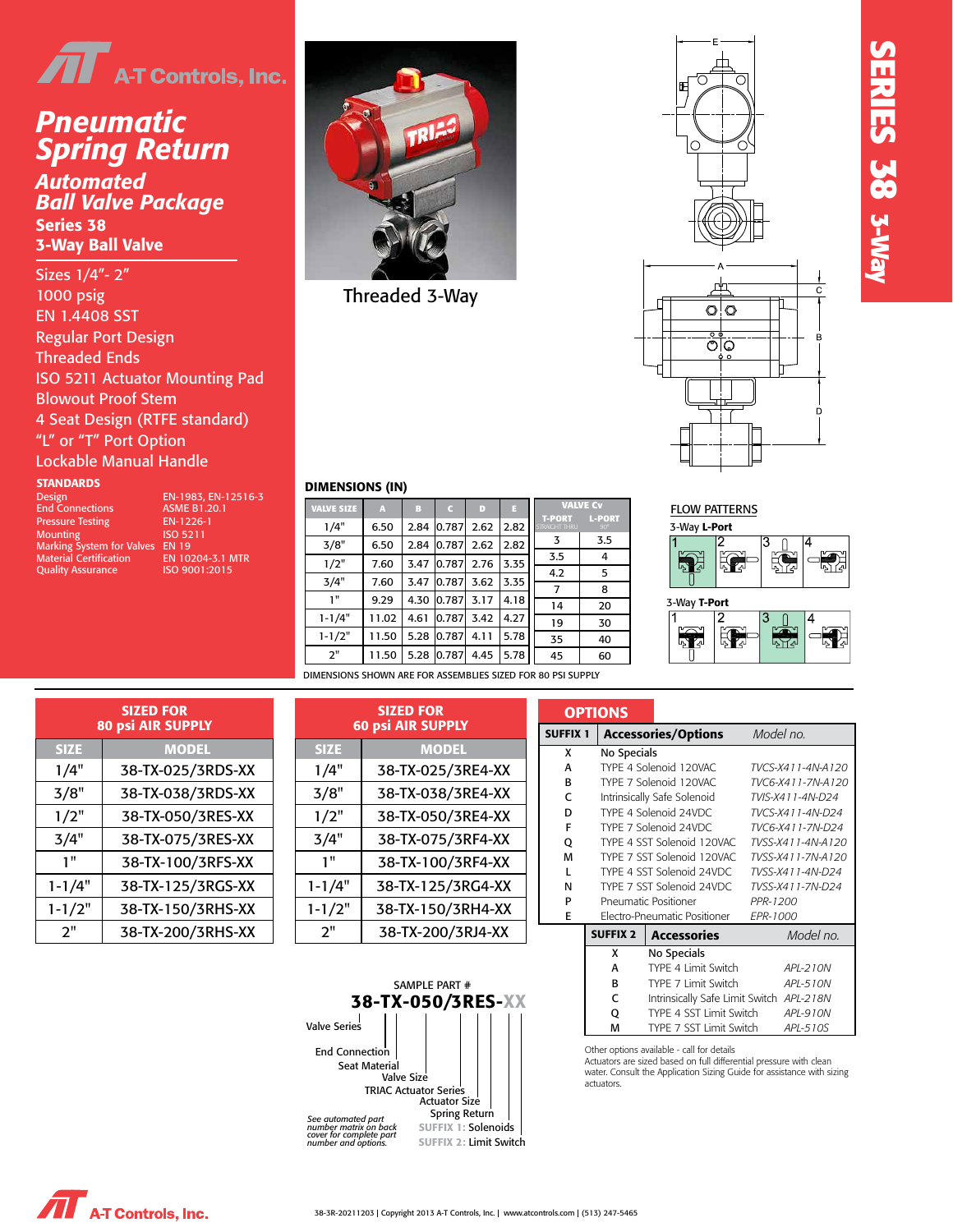# A-T Controls, Inc.

# Pneumatic Spring Return

## Automated Ball Valve Package

**Series 38**

**3-Way Ball Valve**

SERIES 38 3-Way

- Sizes 1/4"- 2"
- 1000 psig
- EN 1.4408 SST
- Regular Port Design
- Threaded Ends
- ISO 5211 Actuator Mounting Pad
- Blowout Proof Stem
- 4 Seat Design (RTFE standard)
- "L" or "T" Port Option
- Lockable Manual Handle

### STANDARDS

| | |
|---|---|
| Design | EN-1983, EN-12516-3 |
| End Connections | ASME B1.20.1 |
| Pressure Testing | EN-1226-1 |
| Mounting | ISO 5211 |
| Marking System for Valves | EN 19 |
| Material Certification | EN 10204-3.1 MTR |
| Quality Assurance | ISO 9001:2015 |

Threaded 3-Way

### DIMENSIONS (IN)

| VALVE SIZE | A | B | C | D | E | VALVE Cv T-PORT (STRAIGHT THRU) | VALVE Cv L-PORT (90°) |
|---|---|---|---|---|---|---|---|
| 1/4" | 6.50 | 2.84 | 0.787 | 2.62 | 2.82 | 3 | 3.5 |
| 3/8" | 6.50 | 2.84 | 0.787 | 2.62 | 2.82 | 3.5 | 4 |
| 1/2" | 7.60 | 3.47 | 0.787 | 2.76 | 3.35 | 4.2 | 5 |
| 3/4" | 7.60 | 3.47 | 0.787 | 3.62 | 3.35 | 7 | 8 |
| 1" | 9.29 | 4.30 | 0.787 | 3.17 | 4.18 | 14 | 20 |
| 1-1/4" | 11.02 | 4.61 | 0.787 | 3.42 | 4.27 | 19 | 30 |
| 1-1/2" | 11.50 | 5.28 | 0.787 | 4.11 | 5.78 | 35 | 40 |
| 2" | 11.50 | 5.28 | 0.787 | 4.45 | 5.78 | 45 | 60 |

DIMENSIONS SHOWN ARE FOR ASSEMBLIES SIZED FOR 80 PSI SUPPLY

### FLOW PATTERNS

3-Way **L-Port**: 1, 2, 3, 4

3-Way **T-Port**: 1, 2, 3, 4

### SIZED FOR 80 psi AIR SUPPLY

| SIZE | MODEL |
|---|---|
| 1/4" | 38-TX-025/3RDS-XX |
| 3/8" | 38-TX-038/3RDS-XX |
| 1/2" | 38-TX-050/3RES-XX |
| 3/4" | 38-TX-075/3RES-XX |
| 1" | 38-TX-100/3RFS-XX |
| 1-1/4" | 38-TX-125/3RGS-XX |
| 1-1/2" | 38-TX-150/3RHS-XX |
| 2" | 38-TX-200/3RHS-XX |

### SIZED FOR 60 psi AIR SUPPLY

| SIZE | MODEL |
|---|---|
| 1/4" | 38-TX-025/3RE4-XX |
| 3/8" | 38-TX-038/3RE4-XX |
| 1/2" | 38-TX-050/3RE4-XX |
| 3/4" | 38-TX-075/3RF4-XX |
| 1" | 38-TX-100/3RF4-XX |
| 1-1/4" | 38-TX-125/3RG4-XX |
| 1-1/2" | 38-TX-150/3RH4-XX |
| 2" | 38-TX-200/3RJ4-XX |

### OPTIONS

| SUFFIX 1 | Accessories/Options | *Model no.* |
|---|---|---|
| X | No Specials | |
| A | TYPE 4 Solenoid 120VAC | *TVCS-X411-4N-A120* |
| B | TYPE 7 Solenoid 120VAC | *TVC6-X411-7N-A120* |
| C | Intrinsically Safe Solenoid | *TVIS-X411-4N-D24* |
| D | TYPE 4 Solenoid 24VDC | *TVCS-X411-4N-D24* |
| F | TYPE 7 Solenoid 24VDC | *TVC6-X411-7N-D24* |
| Q | TYPE 4 SST Solenoid 120VAC | *TVSS-X411-4N-A120* |
| M | TYPE 7 SST Solenoid 120VAC | *TVSS-X411-7N-A120* |
| L | TYPE 4 SST Solenoid 24VDC | *TVSS-X411-4N-D24* |
| N | TYPE 7 SST Solenoid 24VDC | *TVSS-X411-7N-D24* |
| P | Pneumatic Positioner | *PPR-1200* |
| E | Electro-Pneumatic Positioner | *EPR-1000* |

| SUFFIX 2 | Accessories | *Model no.* |
|---|---|---|
| X | No Specials | |
| A | TYPE 4 Limit Switch | *APL-210N* |
| B | TYPE 7 Limit Switch | *APL-510N* |
| C | Intrinsically Safe Limit Switch | *APL-218N* |
| Q | TYPE 4 SST Limit Switch | *APL-910N* |
| M | TYPE 7 SST Limit Switch | *APL-510S* |

Other options available - call for details

Actuators are sized based on full differential pressure with clean water. Consult the Application Sizing Guide for assistance with sizing actuators.

SAMPLE PART #

**38-TX-050/3RES-XX**

- Valve Series
- End Connection
- Seat Material
- Valve Size
- TRIAC Actuator Series
- Actuator Size
- Spring Return
- SUFFIX 1: Solenoids
- SUFFIX 2: Limit Switch

*See automated part number matrix on back cover for complete part number and options.*

A-T Controls, Inc.

38-3R-20211203 | Copyright 2013 A-T Controls, Inc. | www.atcontrols.com | (513) 247-5465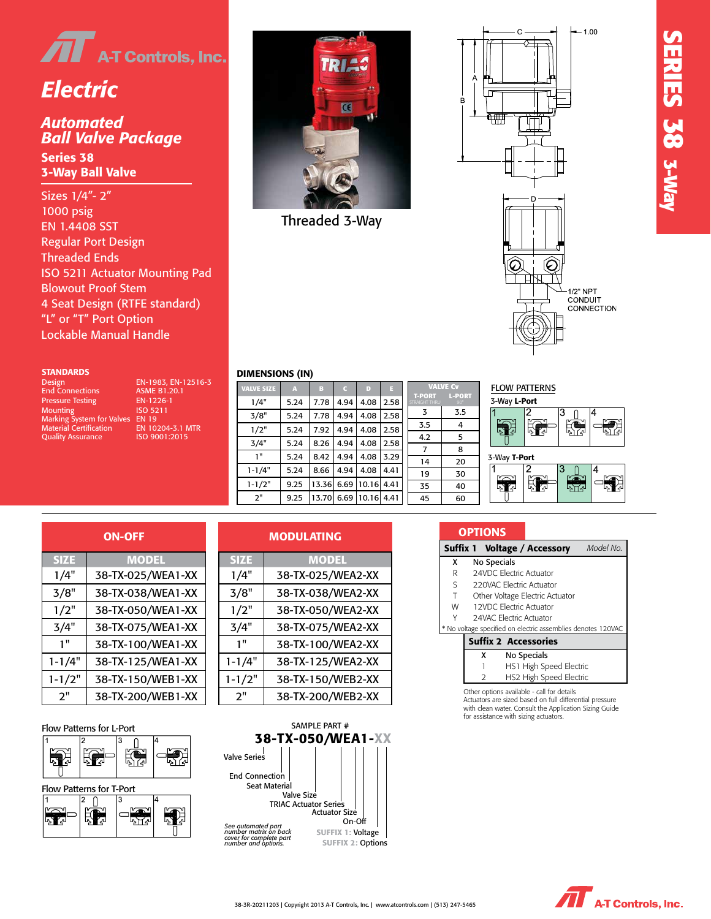# A-T Controls, Inc.

## Electric

### Automated Ball Valve Package

**Series 38**
**3-Way Ball Valve**

- Sizes 1/4"- 2"
- 1000 psig
- EN 1.4408 SST
- Regular Port Design
- Threaded Ends
- ISO 5211 Actuator Mounting Pad
- Blowout Proof Stem
- 4 Seat Design (RTFE standard)
- "L" or "T" Port Option
- Lockable Manual Handle

SERIES 38 3-Way

Threaded 3-Way

C — 1.00 — A — B — D

1/2" NPT CONDUIT CONNECTION

### STANDARDS

| | |
|---|---|
| Design | EN-1983, EN-12516-3 |
| End Connections | ASME B1.20.1 |
| Pressure Testing | EN-1226-1 |
| Mounting | ISO 5211 |
| Marking System for Valves | EN 19 |
| Material Certification | EN 10204-3.1 MTR |
| Quality Assurance | ISO 9001:2015 |

### DIMENSIONS (IN)

| VALVE SIZE | A | B | C | D | E | VALVE Cv T-PORT (STRAIGHT THRU) | VALVE Cv L-PORT (90°) |
|---|---|---|---|---|---|---|---|
| 1/4" | 5.24 | 7.78 | 4.94 | 4.08 | 2.58 | 3 | 3.5 |
| 3/8" | 5.24 | 7.78 | 4.94 | 4.08 | 2.58 | 3.5 | 4 |
| 1/2" | 5.24 | 7.92 | 4.94 | 4.08 | 2.58 | 4.2 | 5 |
| 3/4" | 5.24 | 8.26 | 4.94 | 4.08 | 2.58 | 7 | 8 |
| 1" | 5.24 | 8.42 | 4.94 | 4.08 | 3.29 | 14 | 20 |
| 1-1/4" | 5.24 | 8.66 | 4.94 | 4.08 | 4.41 | 19 | 30 |
| 1-1/2" | 9.25 | 13.36 | 6.69 | 10.16 | 4.41 | 35 | 40 |
| 2" | 9.25 | 13.70 | 6.69 | 10.16 | 4.41 | 45 | 60 |

### FLOW PATTERNS

3-Way **L-Port**: 1, 2, 3, 4

3-Way **T-Port**: 1, 2, 3, 4

### ON-OFF

| SIZE | MODEL |
|---|---|
| 1/4" | 38-TX-025/WEA1-XX |
| 3/8" | 38-TX-038/WEA1-XX |
| 1/2" | 38-TX-050/WEA1-XX |
| 3/4" | 38-TX-075/WEA1-XX |
| 1" | 38-TX-100/WEA1-XX |
| 1-1/4" | 38-TX-125/WEA1-XX |
| 1-1/2" | 38-TX-150/WEB1-XX |
| 2" | 38-TX-200/WEB1-XX |

### MODULATING

| SIZE | MODEL |
|---|---|
| 1/4" | 38-TX-025/WEA2-XX |
| 3/8" | 38-TX-038/WEA2-XX |
| 1/2" | 38-TX-050/WEA2-XX |
| 3/4" | 38-TX-075/WEA2-XX |
| 1" | 38-TX-100/WEA2-XX |
| 1-1/4" | 38-TX-125/WEA2-XX |
| 1-1/2" | 38-TX-150/WEB2-XX |
| 2" | 38-TX-200/WEB2-XX |

### OPTIONS

| Suffix 1 | Voltage / Accessory *Model No.* |
|---|---|
| X | No Specials |
| R | 24VDC Electric Actuator |
| S | 220VAC Electric Actuator |
| T | Other Voltage Electric Actuator |
| W | 12VDC Electric Actuator |
| Y | 24VAC Electric Actuator |

\* No voltage specified on electric assemblies denotes 120VAC

| Suffix 2 | Accessories |
|---|---|
| X | No Specials |
| 1 | HS1 High Speed Electric |
| 2 | HS2 High Speed Electric |

Other options available - call for details
Actuators are sized based on full differential pressure with clean water. Consult the Application Sizing Guide for assistance with sizing actuators.

Flow Patterns for L-Port: 1, 2, 3, 4

Flow Patterns for T-Port: 1, 2, 3, 4

SAMPLE PART #

**38-TX-050/WEA1-XX**

- Valve Series
- End Connection
- Seat Material
- Valve Size
- TRIAC Actuator Series
- Actuator Size
- On-Off
- SUFFIX 1: Voltage
- SUFFIX 2: Options

*See automated part number matrix on back cover for complete part number and options.*

38-3R-20211203 | Copyright 2013 A-T Controls, Inc. | www.atcontrols.com | (513) 247-5465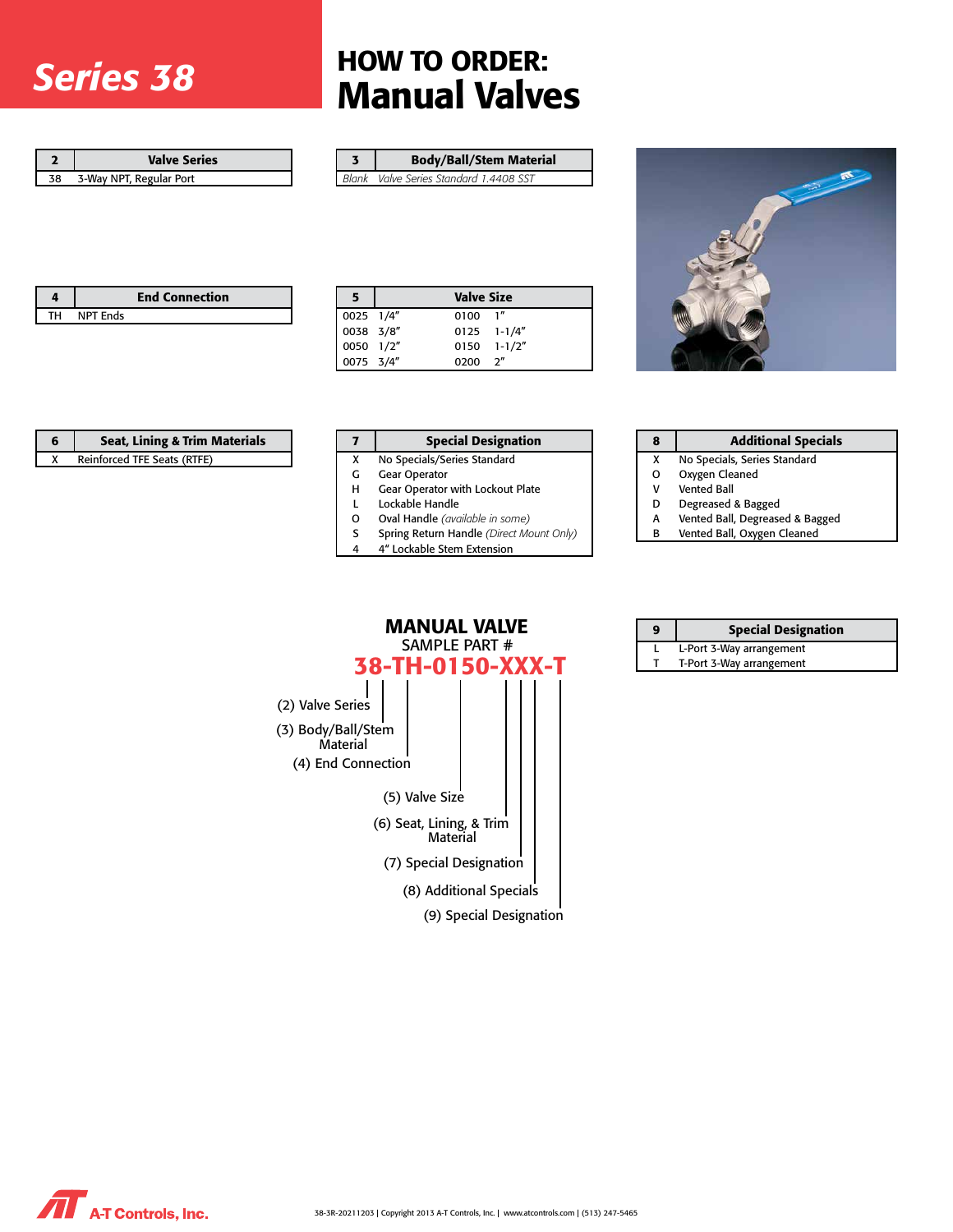# Series 38

## HOW TO ORDER: Manual Valves

| 2 | Valve Series |
|---|---|
| 38 | 3-Way NPT, Regular Port |

| 3 | Body/Ball/Stem Material |
|---|---|
| *Blank* | *Valve Series Standard 1.4408 SST* |

| 4 | End Connection |
|---|---|
| TH | NPT Ends |

| 5 | Valve Size | | |
|---|---|---|---|
| 0025 | 1/4" | 0100 | 1" |
| 0038 | 3/8" | 0125 | 1-1/4" |
| 0050 | 1/2" | 0150 | 1-1/2" |
| 0075 | 3/4" | 0200 | 2" |

| 6 | Seat, Lining & Trim Materials |
|---|---|
| X | Reinforced TFE Seats (RTFE) |

| 7 | Special Designation |
|---|---|
| X | No Specials/Series Standard |
| G | Gear Operator |
| H | Gear Operator with Lockout Plate |
| L | Lockable Handle |
| O | Oval Handle *(available in some)* |
| S | Spring Return Handle *(Direct Mount Only)* |
| 4 | 4" Lockable Stem Extension |

| 8 | Additional Specials |
|---|---|
| X | No Specials, Series Standard |
| O | Oxygen Cleaned |
| V | Vented Ball |
| D | Degreased & Bagged |
| A | Vented Ball, Degreased & Bagged |
| B | Vented Ball, Oxygen Cleaned |

| 9 | Special Designation |
|---|---|
| L | L-Port 3-Way arrangement |
| T | T-Port 3-Way arrangement |

**MANUAL VALVE**
SAMPLE PART #
**38-TH-0150-XXX-T**

- (2) Valve Series
- (3) Body/Ball/Stem Material
- (4) End Connection
- (5) Valve Size
- (6) Seat, Lining, & Trim Material
- (7) Special Designation
- (8) Additional Specials
- (9) Special Designation

A-T Controls, Inc.

38-3R-20211203 | Copyright 2013 A-T Controls, Inc. | www.atcontrols.com | (513) 247-5465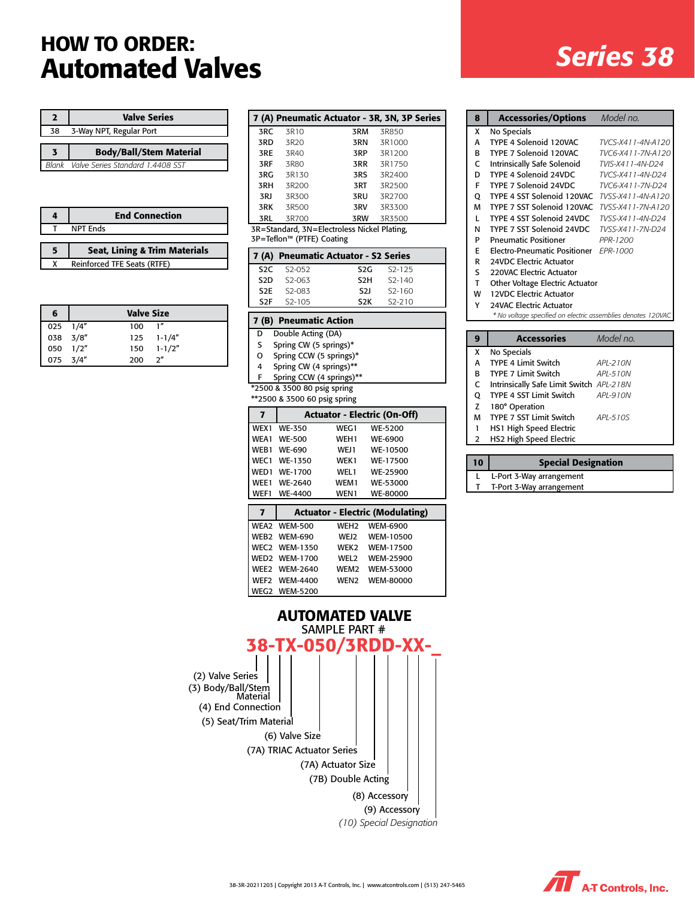# HOW TO ORDER:
# Automated Valves

## Series 38

| 2 | Valve Series |
|---|---|
| 38 | 3-Way NPT, Regular Port |

| 3 | Body/Ball/Stem Material |
|---|---|
| *Blank* | *Valve Series Standard 1.4408 SST* |

| 4 | End Connection |
|---|---|
| T | NPT Ends |

| 5 | Seat, Lining & Trim Materials |
|---|---|
| X | Reinforced TFE Seats (RTFE) |

| 6 | Valve Size | | |
|---|---|---|---|
| 025 | 1/4" | 100 | 1" |
| 038 | 3/8" | 125 | 1-1/4" |
| 050 | 1/2" | 150 | 1-1/2" |
| 075 | 3/4" | 200 | 2" |

| 7 (A) Pneumatic Actuator - 3R, 3N, 3P Series | | | |
|---|---|---|---|
| 3RC | 3R10 | 3RM | 3R850 |
| 3RD | 3R20 | 3RN | 3R1000 |
| 3RE | 3R40 | 3RP | 3R1200 |
| 3RF | 3R80 | 3RR | 3R1750 |
| 3RG | 3R130 | 3RS | 3R2400 |
| 3RH | 3R200 | 3RT | 3R2500 |
| 3RJ | 3R300 | 3RU | 3R2700 |
| 3RK | 3R500 | 3RV | 3R3300 |
| 3RL | 3R700 | 3RW | 3R3500 |

3R=Standard, 3N=Electroless Nickel Plating,
3P=Teflon™ (PTFE) Coating

| 7 (A) Pneumatic Actuator - S2 Series | | | |
|---|---|---|---|
| S2C | S2-052 | S2G | S2-125 |
| S2D | S2-063 | S2H | S2-140 |
| S2E | S2-083 | S2J | S2-160 |
| S2F | S2-105 | S2K | S2-210 |

| 7 (B) Pneumatic Action | |
|---|---|
| D | Double Acting (DA) |
| S | Spring CW (5 springs)* |
| O | Spring CCW (5 springs)* |
| 4 | Spring CW (4 springs)** |
| F | Spring CCW (4 springs)** |

*2500 & 3500 80 psig spring
**2500 & 3500 60 psig spring

| 7 | Actuator - Electric (On-Off) | | |
|---|---|---|---|
| WEX1 | WE-350 | WEG1 | WE-5200 |
| WEA1 | WE-500 | WEH1 | WE-6900 |
| WEB1 | WE-690 | WEJ1 | WE-10500 |
| WEC1 | WE-1350 | WEK1 | WE-17500 |
| WED1 | WE-1700 | WEL1 | WE-25900 |
| WEE1 | WE-2640 | WEM1 | WE-53000 |
| WEF1 | WE-4400 | WEN1 | WE-80000 |

| 7 | Actuator - Electric (Modulating) | | |
|---|---|---|---|
| WEA2 | WEM-500 | WEH2 | WEM-6900 |
| WEB2 | WEM-690 | WEJ2 | WEM-10500 |
| WEC2 | WEM-1350 | WEK2 | WEM-17500 |
| WED2 | WEM-1700 | WEL2 | WEM-25900 |
| WEE2 | WEM-2640 | WEM2 | WEM-53000 |
| WEF2 | WEM-4400 | WEN2 | WEM-80000 |
| WEG2 | WEM-5200 | | |

| 8 | Accessories/Options | *Model no.* |
|---|---|---|
| X | No Specials | |
| A | TYPE 4 Solenoid 120VAC | *TVCS-X411-4N-A120* |
| B | TYPE 7 Solenoid 120VAC | *TVC6-X411-7N-A120* |
| C | Intrinsically Safe Solenoid | *TVIS-X411-4N-D24* |
| D | TYPE 4 Solenoid 24VDC | *TVCS-X411-4N-D24* |
| F | TYPE 7 Solenoid 24VDC | *TVC6-X411-7N-D24* |
| Q | TYPE 4 SST Solenoid 120VAC | *TVSS-X411-4N-A120* |
| M | TYPE 7 SST Solenoid 120VAC | *TVSS-X411-7N-A120* |
| L | TYPE 4 SST Solenoid 24VDC | *TVSS-X411-4N-D24* |
| N | TYPE 7 SST Solenoid 24VDC | *TVSS-X411-7N-D24* |
| P | Pneumatic Positioner | *PPR-1200* |
| E | Electro-Pneumatic Positioner | *EPR-1000* |
| R | 24VDC Electric Actuator | |
| S | 220VAC Electric Actuator | |
| T | Other Voltage Electric Actuator | |
| W | 12VDC Electric Actuator | |
| Y | 24VAC Electric Actuator | |

*\* No voltage specified on electric assemblies denotes 120VAC*

| 9 | Accessories | *Model no.* |
|---|---|---|
| X | No Specials | |
| A | TYPE 4 Limit Switch | *APL-210N* |
| B | TYPE 7 Limit Switch | *APL-510N* |
| C | Intrinsically Safe Limit Switch | *APL-218N* |
| Q | TYPE 4 SST Limit Switch | *APL-910N* |
| Z | 180° Operation | |
| M | TYPE 7 SST Limit Switch | *APL-510S* |
| 1 | HS1 High Speed Electric | |
| 2 | HS2 High Speed Electric | |

| 10 | Special Designation |
|---|---|
| L | L-Port 3-Way arrangement |
| T | T-Port 3-Way arrangement |

## AUTOMATED VALVE
SAMPLE PART #

**38-TX-050/3RDD-XX-_**

- (2) Valve Series
- (3) Body/Ball/Stem Material
- (4) End Connection
- (5) Seat/Trim Material
- (6) Valve Size
- (7A) TRIAC Actuator Series
- (7A) Actuator Size
- (7B) Double Acting
- (8) Accessory
- (9) Accessory
- *(10) Special Designation*

38-3R-20211203 | Copyright 2013 A-T Controls, Inc. | www.atcontrols.com | (513) 247-5465

A-T Controls, Inc.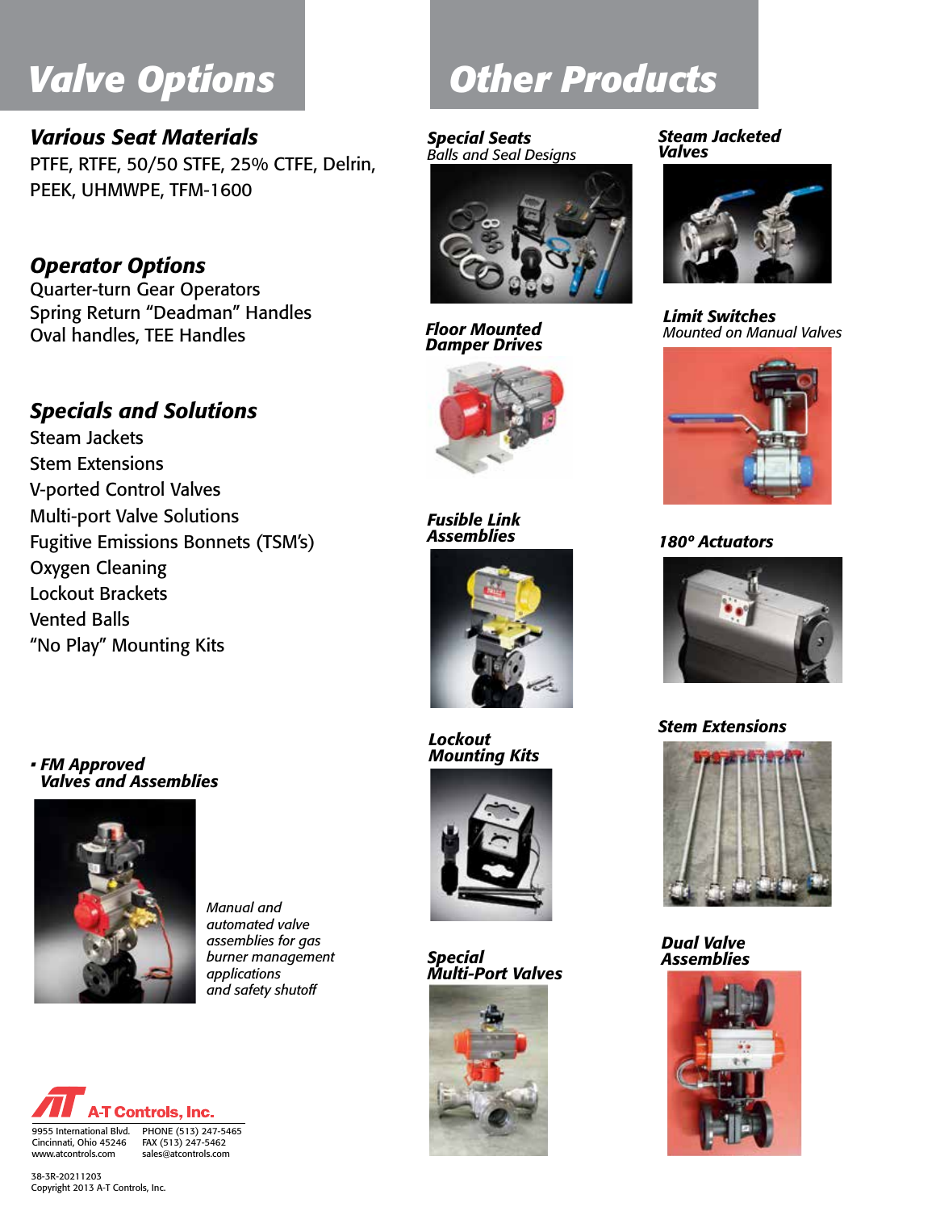# Valve Options

## Various Seat Materials

PTFE, RTFE, 50/50 STFE, 25% CTFE, Delrin, PEEK, UHMWPE, TFM-1600

## Operator Options

Quarter-turn Gear Operators
Spring Return "Deadman" Handles
Oval handles, TEE Handles

## Specials and Solutions

Steam Jackets
Stem Extensions
V-ported Control Valves
Multi-port Valve Solutions
Fugitive Emissions Bonnets (TSM's)
Oxygen Cleaning
Lockout Brackets
Vented Balls
"No Play" Mounting Kits

### ▪ FM Approved Valves and Assemblies

*Manual and automated valve assemblies for gas burner management applications and safety shutoff*

# Other Products

### Special Seats

*Balls and Seal Designs*

### Steam Jacketed Valves

### Floor Mounted Damper Drives

### Limit Switches

*Mounted on Manual Valves*

### Fusible Link Assemblies

### 180° Actuators

### Lockout Mounting Kits

### Stem Extensions

### Special Multi-Port Valves

### Dual Valve Assemblies

**A-T Controls, Inc.**

9955 International Blvd.
Cincinnati, Ohio 45246
www.atcontrols.com

PHONE (513) 247-5465
FAX (513) 247-5462
sales@atcontrols.com

38-3R-20211203
Copyright 2013 A-T Controls, Inc.